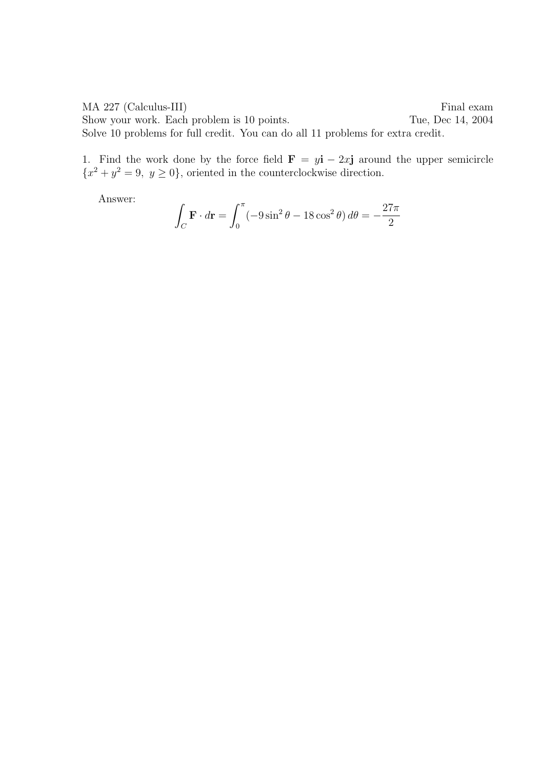MA 227 (Calculus-III) Final exam

Show your work. Each problem is 10 points. Tue, Dec 14, 2004

Solve 10 problems for full credit. You can do all 11 problems for extra credit.

1. Find the work done by the force field $\mathbf{F} = y\mathbf{i} - 2x\mathbf{j}$ around the upper semicircle $\{x^2 + y^2 = 9,\ y \geq 0\}$, oriented in the counterclockwise direction.

Answer:

$$\int_C \mathbf{F} \cdot d\mathbf{r} = \int_0^\pi (-9\sin^2\theta - 18\cos^2\theta)\, d\theta = -\frac{27\pi}{2}$$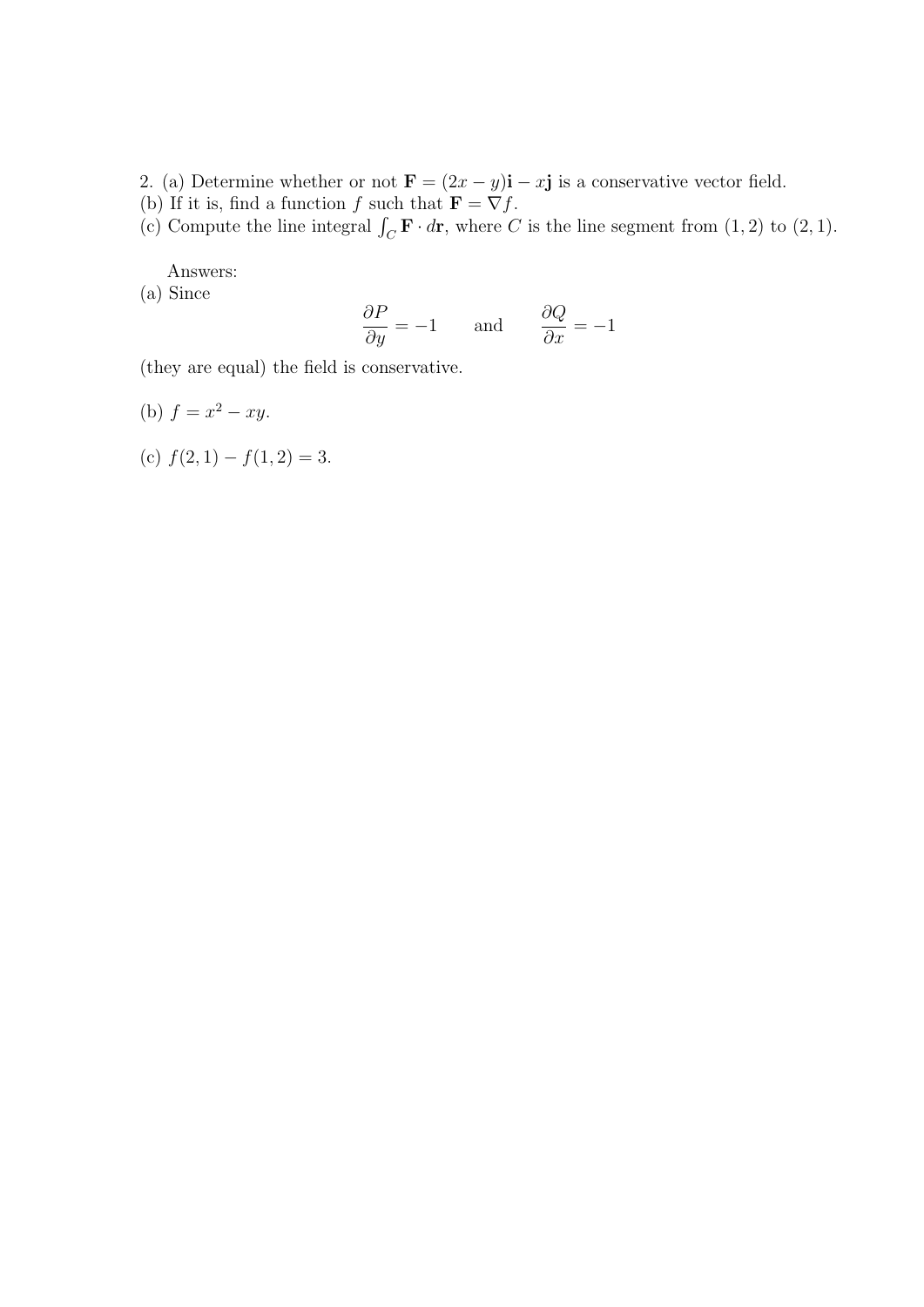2. (a) Determine whether or not $\mathbf{F} = (2x - y)\mathbf{i} - x\mathbf{j}$ is a conservative vector field.
(b) If it is, find a function $f$ such that $\mathbf{F} = \nabla f$.
(c) Compute the line integral $\int_C \mathbf{F} \cdot d\mathbf{r}$, where $C$ is the line segment from $(1, 2)$ to $(2, 1)$.

Answers:
(a) Since

$$\frac{\partial P}{\partial y} = -1 \qquad \text{and} \qquad \frac{\partial Q}{\partial x} = -1$$

(they are equal) the field is conservative.

(b) $f = x^2 - xy$.

(c) $f(2, 1) - f(1, 2) = 3$.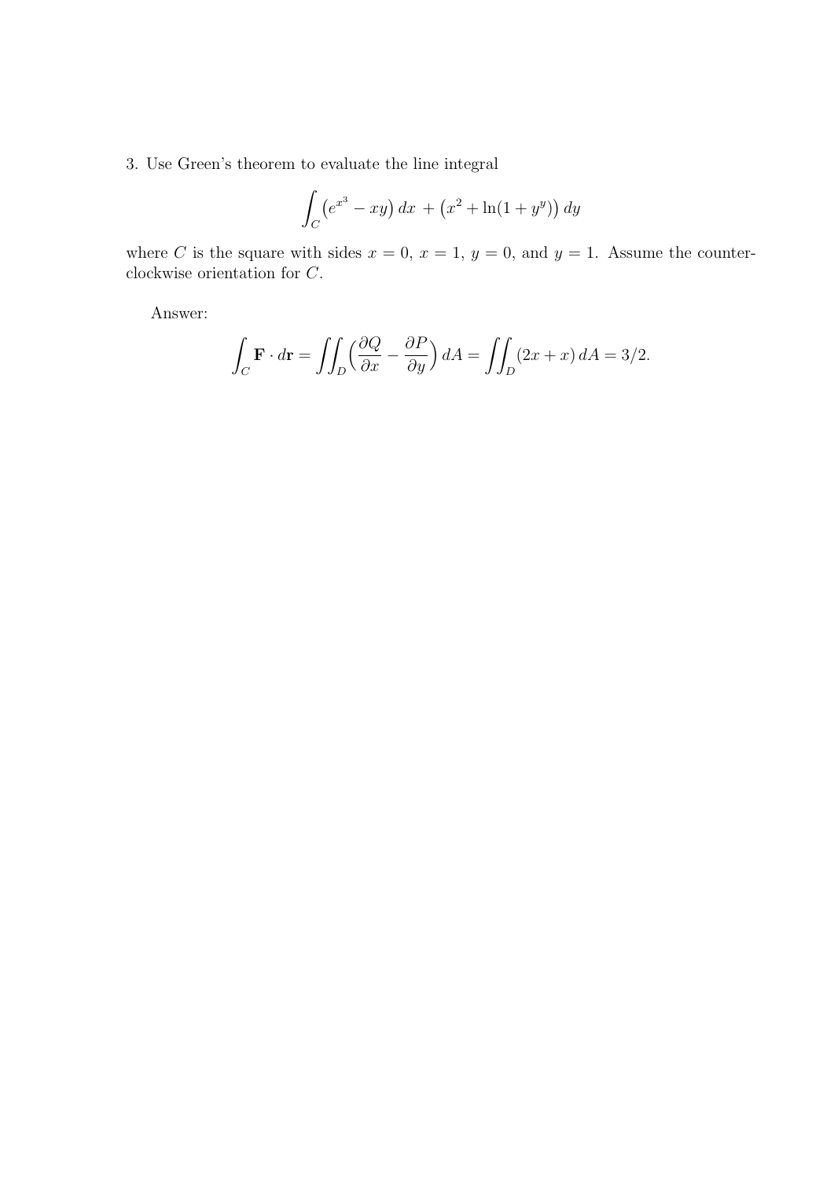3. Use Green's theorem to evaluate the line integral

$$\int_C \left(e^{x^3} - xy\right) dx \, + \left(x^2 + \ln(1 + y^y)\right) dy$$

where $C$ is the square with sides $x = 0$, $x = 1$, $y = 0$, and $y = 1$. Assume the counter-clockwise orientation for $C$.

Answer:

$$\int_C \mathbf{F} \cdot d\mathbf{r} = \iint_D \left(\frac{\partial Q}{\partial x} - \frac{\partial P}{\partial y}\right) dA = \iint_D (2x + x) \, dA = 3/2.$$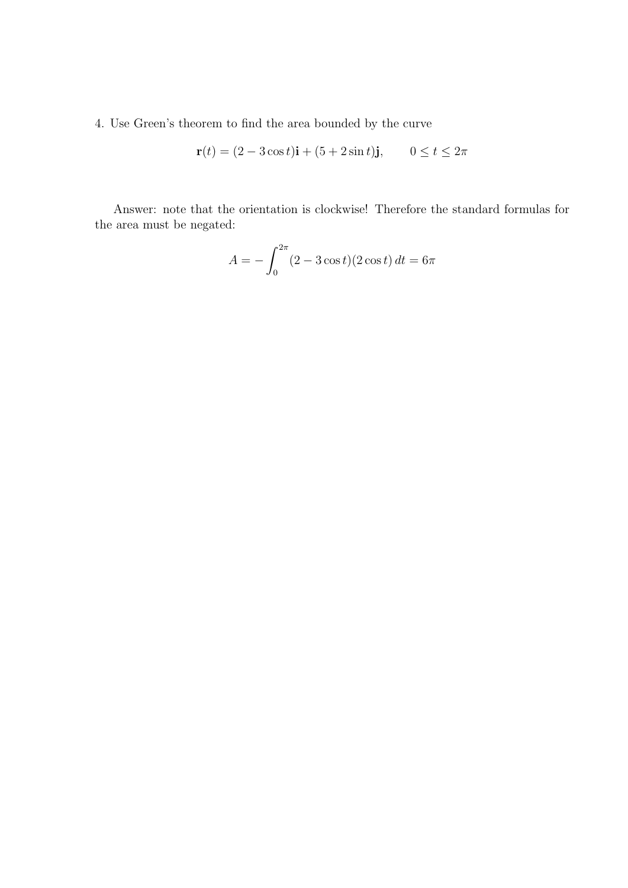4. Use Green's theorem to find the area bounded by the curve

$$\mathbf{r}(t) = (2 - 3\cos t)\mathbf{i} + (5 + 2\sin t)\mathbf{j}, \qquad 0 \leq t \leq 2\pi$$

Answer: note that the orientation is clockwise! Therefore the standard formulas for the area must be negated:

$$A = -\int_0^{2\pi} (2 - 3\cos t)(2\cos t)\, dt = 6\pi$$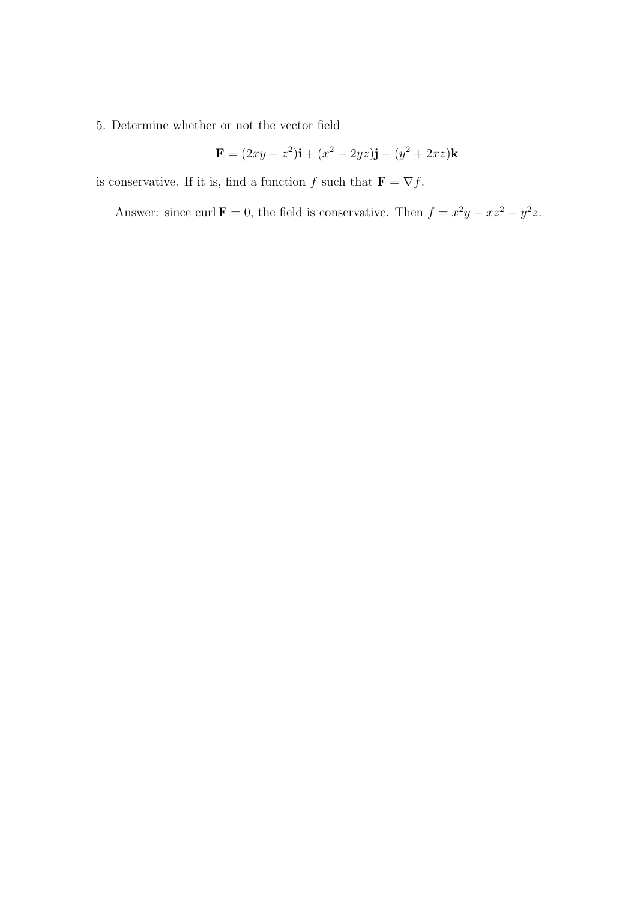5. Determine whether or not the vector field

$$\mathbf{F} = (2xy - z^2)\mathbf{i} + (x^2 - 2yz)\mathbf{j} - (y^2 + 2xz)\mathbf{k}$$

is conservative. If it is, find a function $f$ such that $\mathbf{F} = \nabla f$.

Answer: since $\operatorname{curl} \mathbf{F} = 0$, the field is conservative. Then $f = x^2y - xz^2 - y^2z$.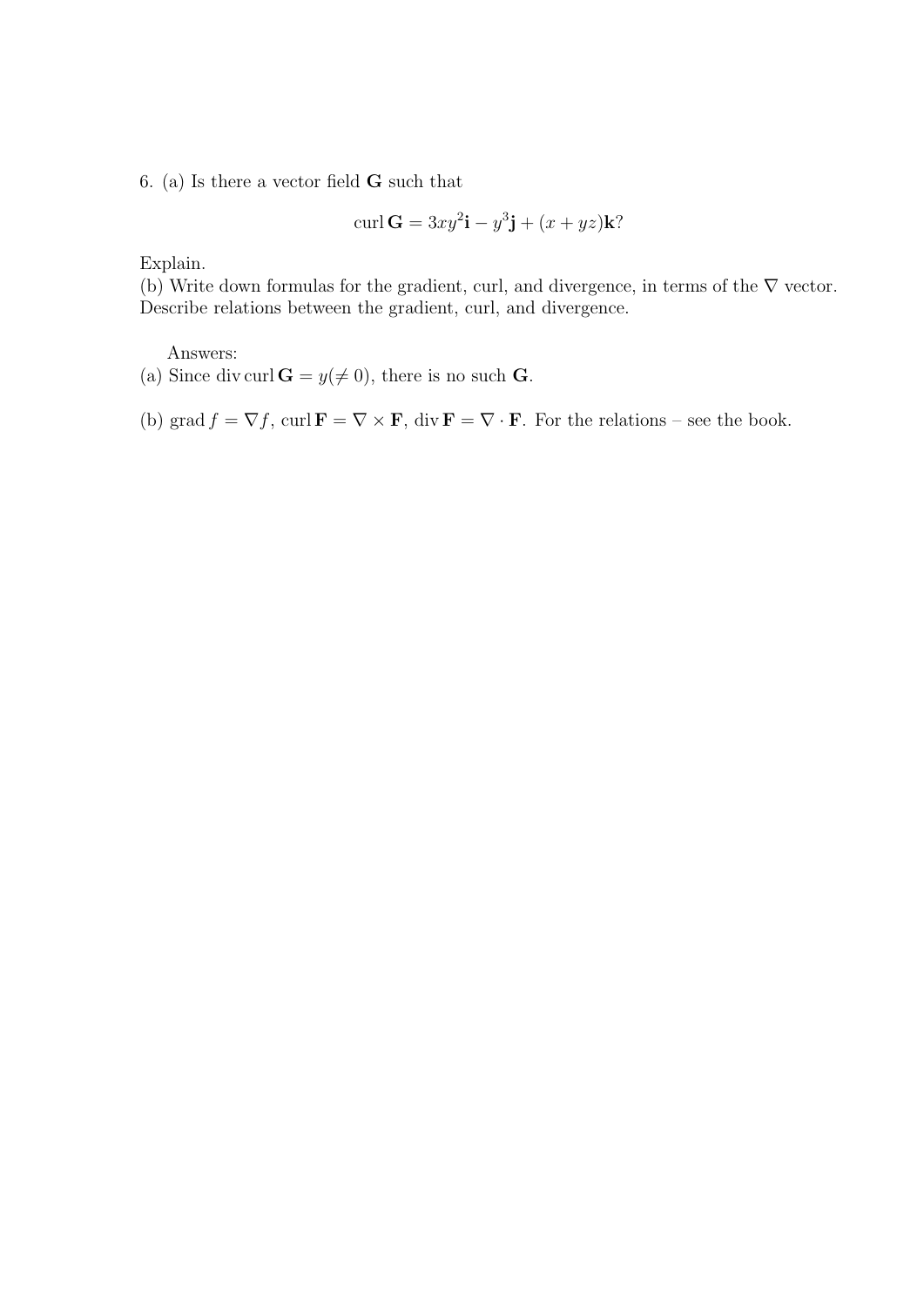6. (a) Is there a vector field $\mathbf{G}$ such that

$$\operatorname{curl} \mathbf{G} = 3xy^2\mathbf{i} - y^3\mathbf{j} + (x + yz)\mathbf{k}?$$

Explain.

(b) Write down formulas for the gradient, curl, and divergence, in terms of the $\nabla$ vector. Describe relations between the gradient, curl, and divergence.

Answers:

(a) Since $\operatorname{div} \operatorname{curl} \mathbf{G} = y (\neq 0)$, there is no such $\mathbf{G}$.

(b) $\operatorname{grad} f = \nabla f$, $\operatorname{curl} \mathbf{F} = \nabla \times \mathbf{F}$, $\operatorname{div} \mathbf{F} = \nabla \cdot \mathbf{F}$. For the relations – see the book.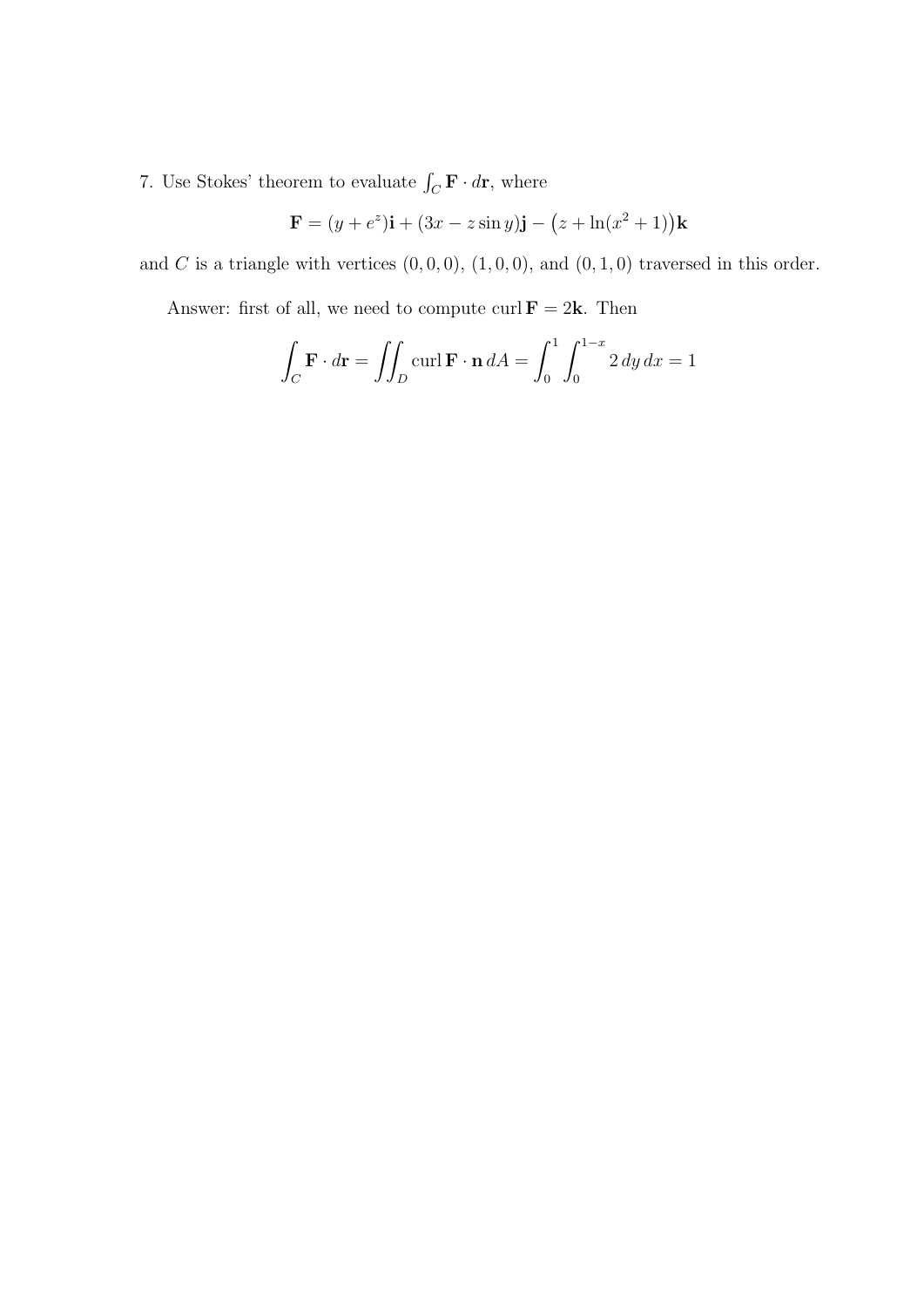7. Use Stokes' theorem to evaluate $\int_C \mathbf{F} \cdot d\mathbf{r}$, where

$$\mathbf{F} = (y + e^z)\mathbf{i} + (3x - z \sin y)\mathbf{j} - \big(z + \ln(x^2 + 1)\big)\mathbf{k}$$

and $C$ is a triangle with vertices $(0, 0, 0)$, $(1, 0, 0)$, and $(0, 1, 0)$ traversed in this order.

Answer: first of all, we need to compute $\operatorname{curl} \mathbf{F} = 2\mathbf{k}$. Then

$$\int_C \mathbf{F} \cdot d\mathbf{r} = \iint_D \operatorname{curl} \mathbf{F} \cdot \mathbf{n} \, dA = \int_0^1 \int_0^{1-x} 2 \, dy \, dx = 1$$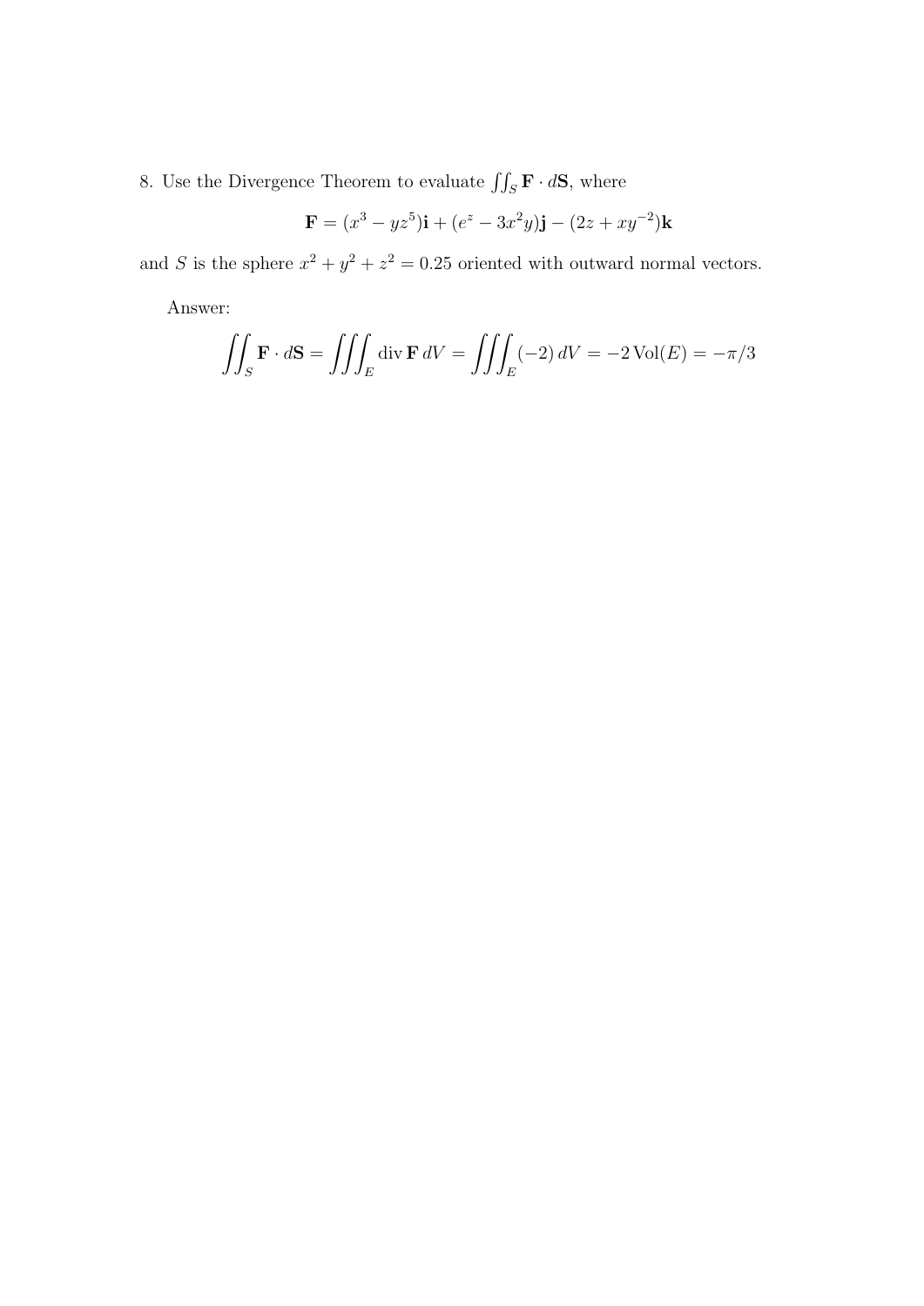8. Use the Divergence Theorem to evaluate $\iint_S \mathbf{F} \cdot d\mathbf{S}$, where

$$\mathbf{F} = (x^3 - yz^5)\mathbf{i} + (e^z - 3x^2y)\mathbf{j} - (2z + xy^{-2})\mathbf{k}$$

and $S$ is the sphere $x^2 + y^2 + z^2 = 0.25$ oriented with outward normal vectors.

Answer:

$$\iint_S \mathbf{F} \cdot d\mathbf{S} = \iiint_E \operatorname{div} \mathbf{F} \, dV = \iiint_E (-2) \, dV = -2 \operatorname{Vol}(E) = -\pi/3$$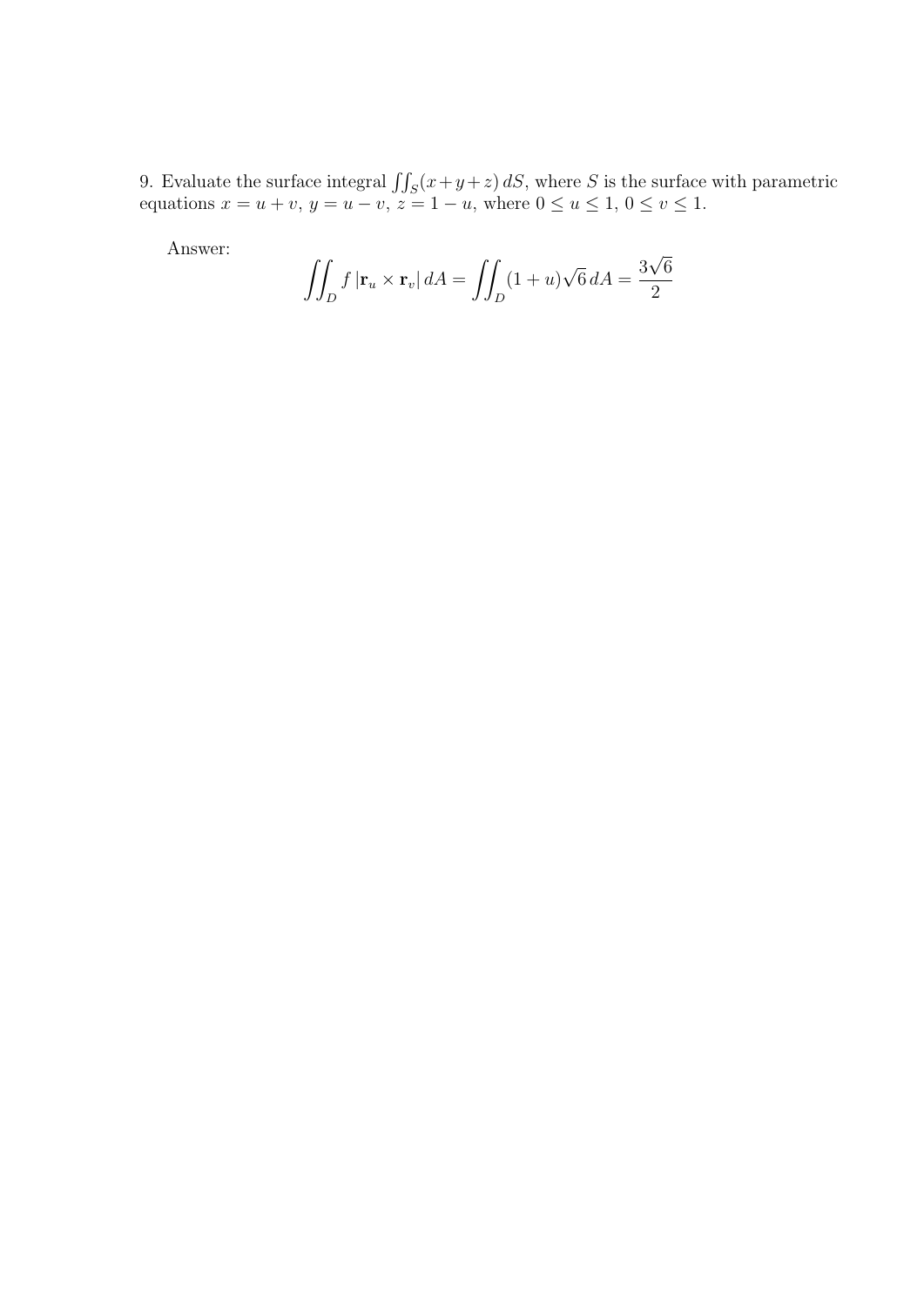9. Evaluate the surface integral $\iint_S (x+y+z)\, dS$, where $S$ is the surface with parametric equations $x = u + v$, $y = u - v$, $z = 1 - u$, where $0 \leq u \leq 1$, $0 \leq v \leq 1$.

Answer:

$$\iint_D f\, |\mathbf{r}_u \times \mathbf{r}_v|\, dA = \iint_D (1+u)\sqrt{6}\, dA = \frac{3\sqrt{6}}{2}$$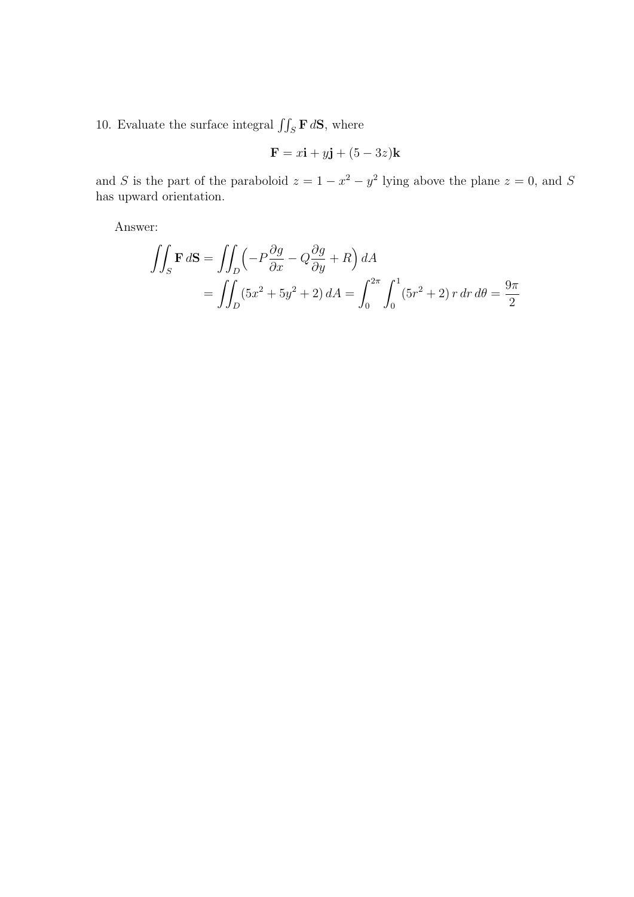10. Evaluate the surface integral $\iint_S \mathbf{F}\, d\mathbf{S}$, where

$$\mathbf{F} = x\mathbf{i} + y\mathbf{j} + (5 - 3z)\mathbf{k}$$

and $S$ is the part of the paraboloid $z = 1 - x^2 - y^2$ lying above the plane $z = 0$, and $S$ has upward orientation.

Answer:

$$\begin{aligned}
\iint_S \mathbf{F}\, d\mathbf{S} &= \iint_D \Big( -P\frac{\partial g}{\partial x} - Q\frac{\partial g}{\partial y} + R \Big)\, dA \\
&= \iint_D (5x^2 + 5y^2 + 2)\, dA = \int_0^{2\pi} \int_0^1 (5r^2 + 2)\, r\, dr\, d\theta = \frac{9\pi}{2}
\end{aligned}$$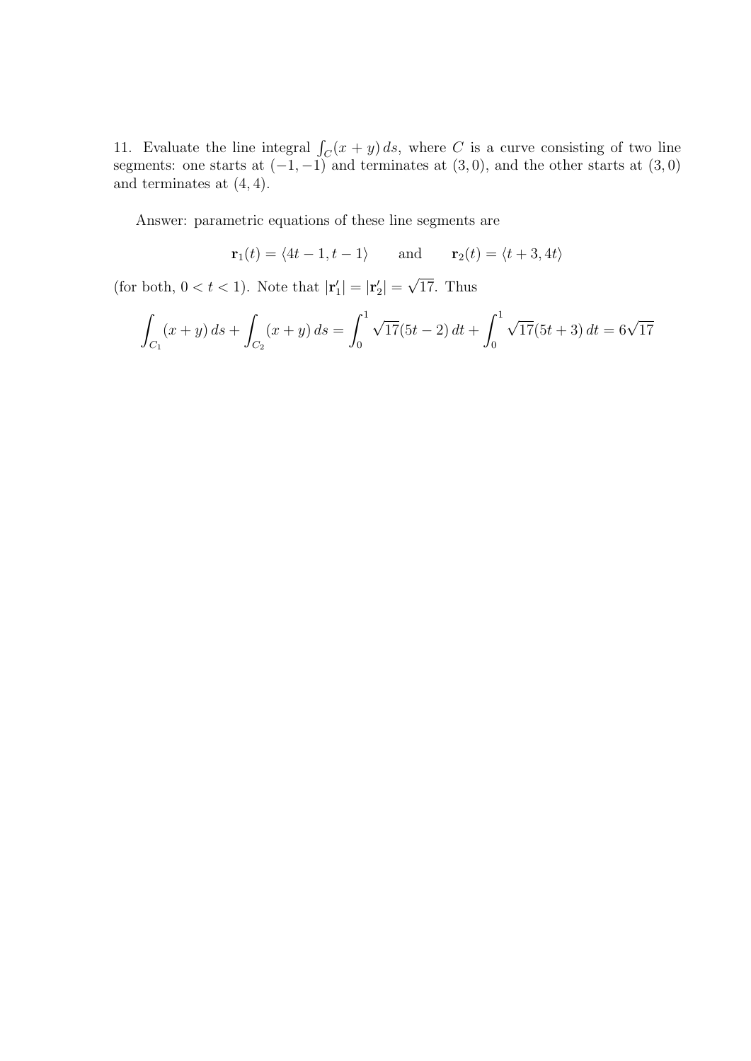11. Evaluate the line integral $\int_C (x+y)\,ds$, where $C$ is a curve consisting of two line segments: one starts at $(-1,-1)$ and terminates at $(3,0)$, and the other starts at $(3,0)$ and terminates at $(4,4)$.

Answer: parametric equations of these line segments are

$$\mathbf{r}_1(t) = \langle 4t-1, t-1 \rangle \qquad \text{and} \qquad \mathbf{r}_2(t) = \langle t+3, 4t \rangle$$

(for both, $0 < t < 1$). Note that $|\mathbf{r}_1'| = |\mathbf{r}_2'| = \sqrt{17}$. Thus

$$\int_{C_1} (x+y)\,ds + \int_{C_2} (x+y)\,ds = \int_0^1 \sqrt{17}(5t-2)\,dt + \int_0^1 \sqrt{17}(5t+3)\,dt = 6\sqrt{17}$$